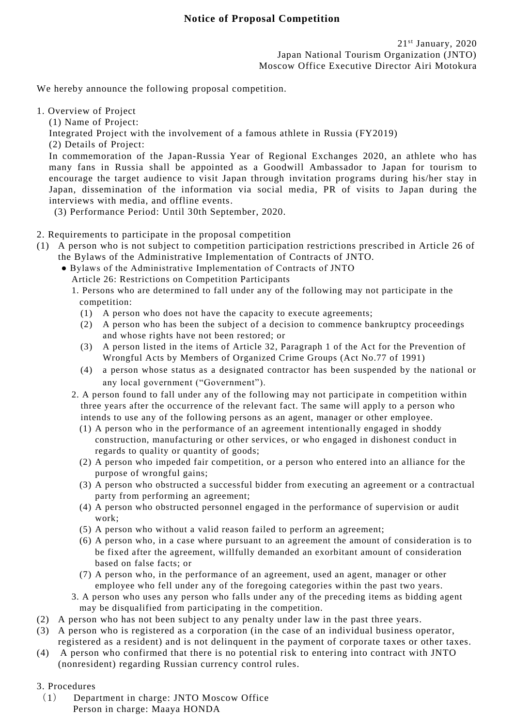# Notice of Proposal Competition

21st January, 2020
Japan National Tourism Organization (JNTO)
Moscow Office Executive Director Airi Motokura

We hereby announce the following proposal competition.

1. Overview of Project

   (1) Name of Project:

   Integrated Project with the involvement of a famous athlete in Russia (FY2019)

   (2) Details of Project:

   In commemoration of the Japan-Russia Year of Regional Exchanges 2020, an athlete who has many fans in Russia shall be appointed as a Goodwill Ambassador to Japan for tourism to encourage the target audience to visit Japan through invitation programs during his/her stay in Japan, dissemination of the information via social media, PR of visits to Japan during the interviews with media, and offline events.

   (3) Performance Period: Until 30th September, 2020.

2. Requirements to participate in the proposal competition

(1) A person who is not subject to competition participation restrictions prescribed in Article 26 of the Bylaws of the Administrative Implementation of Contracts of JNTO.

- Bylaws of the Administrative Implementation of Contracts of JNTO

  Article 26: Restrictions on Competition Participants

  1. Persons who are determined to fall under any of the following may not participate in the competition:
     - (1) A person who does not have the capacity to execute agreements;
     - (2) A person who has been the subject of a decision to commence bankruptcy proceedings and whose rights have not been restored; or
     - (3) A person listed in the items of Article 32, Paragraph 1 of the Act for the Prevention of Wrongful Acts by Members of Organized Crime Groups (Act No.77 of 1991)
     - (4) a person whose status as a designated contractor has been suspended by the national or any local government ("Government").
  2. A person found to fall under any of the following may not participate in competition within three years after the occurrence of the relevant fact. The same will apply to a person who intends to use any of the following persons as an agent, manager or other employee.
     - (1) A person who in the performance of an agreement intentionally engaged in shoddy construction, manufacturing or other services, or who engaged in dishonest conduct in regards to quality or quantity of goods;
     - (2) A person who impeded fair competition, or a person who entered into an alliance for the purpose of wrongful gains;
     - (3) A person who obstructed a successful bidder from executing an agreement or a contractual party from performing an agreement;
     - (4) A person who obstructed personnel engaged in the performance of supervision or audit work;
     - (5) A person who without a valid reason failed to perform an agreement;
     - (6) A person who, in a case where pursuant to an agreement the amount of consideration is to be fixed after the agreement, willfully demanded an exorbitant amount of consideration based on false facts; or
     - (7) A person who, in the performance of an agreement, used an agent, manager or other employee who fell under any of the foregoing categories within the past two years.
  3. A person who uses any person who falls under any of the preceding items as bidding agent may be disqualified from participating in the competition.

(2) A person who has not been subject to any penalty under law in the past three years.

(3) A person who is registered as a corporation (in the case of an individual business operator, registered as a resident) and is not delinquent in the payment of corporate taxes or other taxes.

(4) A person who confirmed that there is no potential risk to entering into contract with JNTO (nonresident) regarding Russian currency control rules.

3. Procedures

（1） Department in charge: JNTO Moscow Office
Person in charge: Maaya HONDA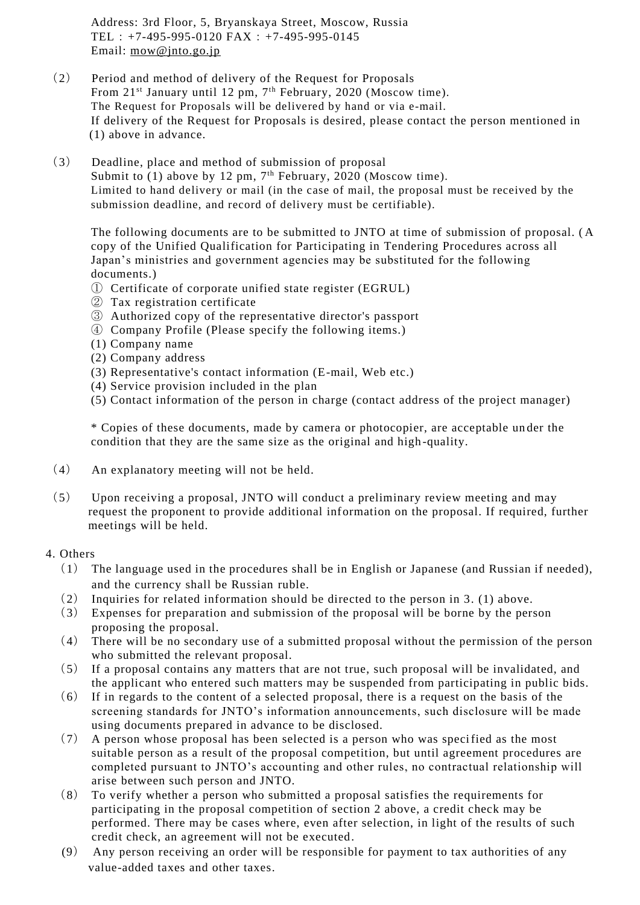Address: 3rd Floor, 5, Bryanskaya Street, Moscow, Russia
TEL：+7-495-995-0120 FAX：+7-495-995-0145
Email: mow@jnto.go.jp

（2） Period and method of delivery of the Request for Proposals
From 21st January until 12 pm, 7th February, 2020 (Moscow time).
The Request for Proposals will be delivered by hand or via e-mail.
If delivery of the Request for Proposals is desired, please contact the person mentioned in (1) above in advance.

（3） Deadline, place and method of submission of proposal
Submit to (1) above by 12 pm, 7th February, 2020 (Moscow time).
Limited to hand delivery or mail (in the case of mail, the proposal must be received by the submission deadline, and record of delivery must be certifiable).

The following documents are to be submitted to JNTO at time of submission of proposal. (A copy of the Unified Qualification for Participating in Tendering Procedures across all Japan's ministries and government agencies may be substituted for the following documents.)

① Certificate of corporate unified state register (EGRUL)
② Tax registration certificate
③ Authorized copy of the representative director's passport
④ Company Profile (Please specify the following items.)
(1) Company name
(2) Company address
(3) Representative's contact information (E-mail, Web etc.)
(4) Service provision included in the plan
(5) Contact information of the person in charge (contact address of the project manager)

* Copies of these documents, made by camera or photocopier, are acceptable under the condition that they are the same size as the original and high-quality.

（4） An explanatory meeting will not be held.

（5） Upon receiving a proposal, JNTO will conduct a preliminary review meeting and may request the proponent to provide additional information on the proposal. If required, further meetings will be held.

4. Others

（1） The language used in the procedures shall be in English or Japanese (and Russian if needed), and the currency shall be Russian ruble.
（2） Inquiries for related information should be directed to the person in 3. (1) above.
（3） Expenses for preparation and submission of the proposal will be borne by the person proposing the proposal.
（4） There will be no secondary use of a submitted proposal without the permission of the person who submitted the relevant proposal.
（5） If a proposal contains any matters that are not true, such proposal will be invalidated, and the applicant who entered such matters may be suspended from participating in public bids.
（6） If in regards to the content of a selected proposal, there is a request on the basis of the screening standards for JNTO's information announcements, such disclosure will be made using documents prepared in advance to be disclosed.
（7） A person whose proposal has been selected is a person who was specified as the most suitable person as a result of the proposal competition, but until agreement procedures are completed pursuant to JNTO's accounting and other rules, no contractual relationship will arise between such person and JNTO.
（8） To verify whether a person who submitted a proposal satisfies the requirements for participating in the proposal competition of section 2 above, a credit check may be performed. There may be cases where, even after selection, in light of the results of such credit check, an agreement will not be executed.
（9） Any person receiving an order will be responsible for payment to tax authorities of any value-added taxes and other taxes.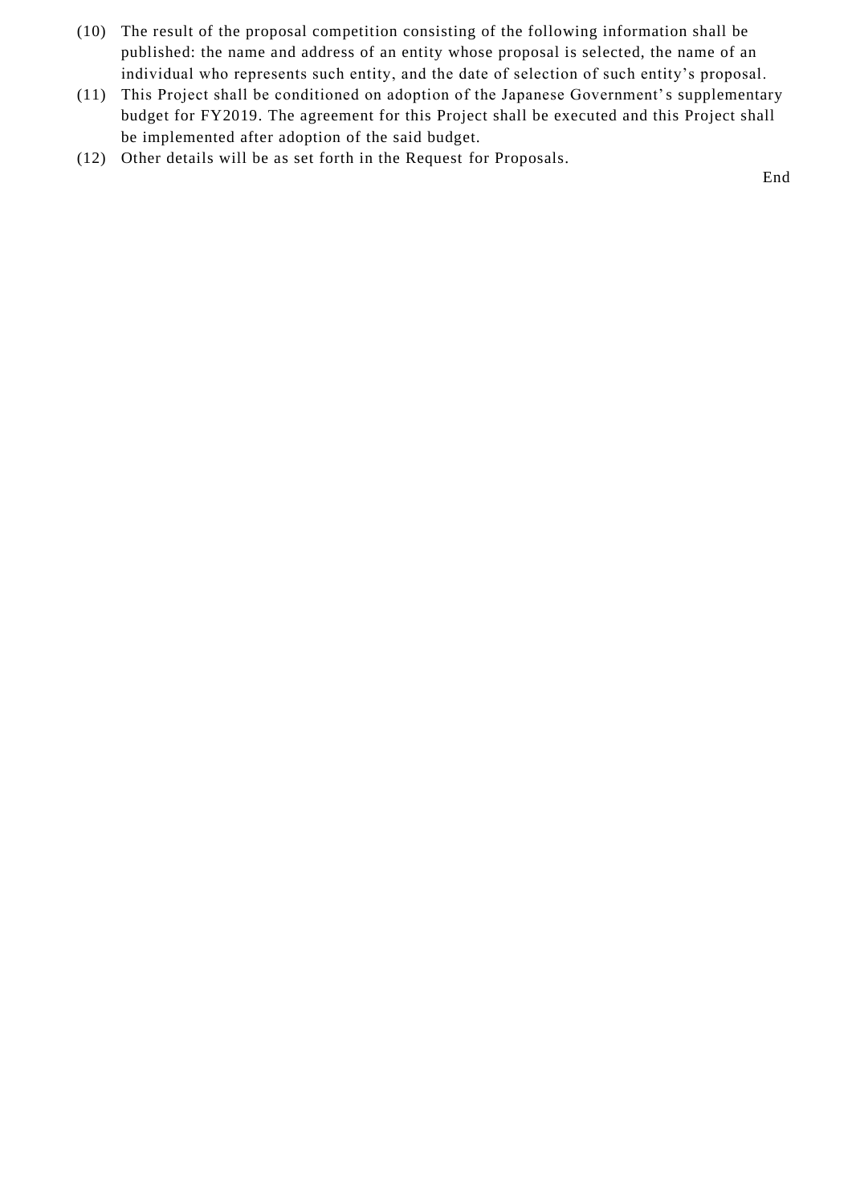(10) The result of the proposal competition consisting of the following information shall be published: the name and address of an entity whose proposal is selected, the name of an individual who represents such entity, and the date of selection of such entity's proposal.

(11) This Project shall be conditioned on adoption of the Japanese Government's supplementary budget for FY2019. The agreement for this Project shall be executed and this Project shall be implemented after adoption of the said budget.

(12) Other details will be as set forth in the Request for Proposals.

End